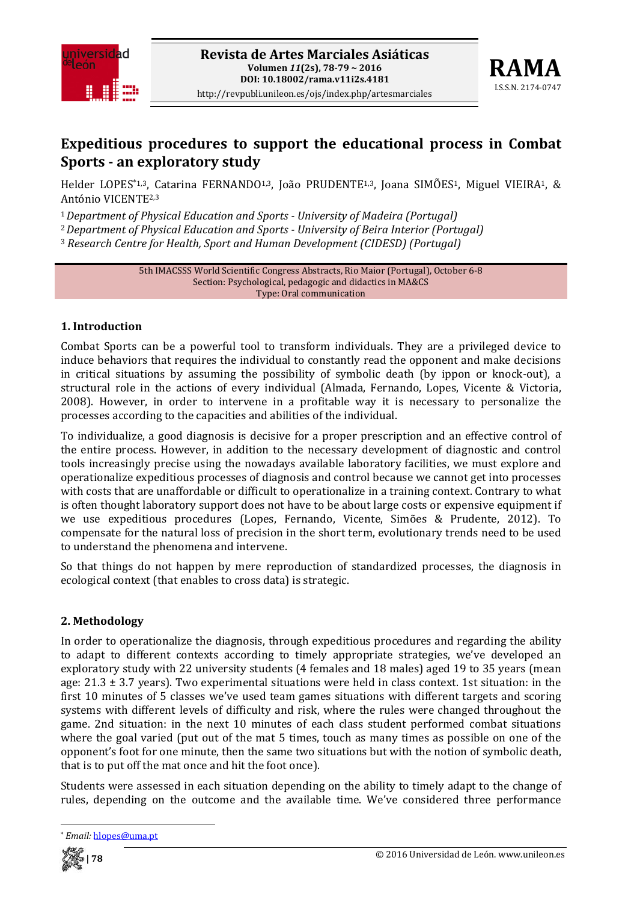# Expeditious procedures to support the educational process in Combat Sports - an exploratory study

Helder LOPES*[1,3], Catarina FERNANDO[1,3], João PRUDENTE[1,3], Joana SIMÕES[1], Miguel VIEIRA[1], & António VICENTE[2,3]

[1] *Department of Physical Education and Sports - University of Madeira (Portugal)*
[2] *Department of Physical Education and Sports - University of Beira Interior (Portugal)*
[3] *Research Centre for Health, Sport and Human Development (CIDESD) (Portugal)*

5th IMACSSS World Scientific Congress Abstracts, Rio Maior (Portugal), October 6-8
Section: Psychological, pedagogic and didactics in MA&CS
Type: Oral communication

## 1. Introduction

Combat Sports can be a powerful tool to transform individuals. They are a privileged device to induce behaviors that requires the individual to constantly read the opponent and make decisions in critical situations by assuming the possibility of symbolic death (by ippon or knock-out), a structural role in the actions of every individual (Almada, Fernando, Lopes, Vicente & Victoria, 2008). However, in order to intervene in a profitable way it is necessary to personalize the processes according to the capacities and abilities of the individual.

To individualize, a good diagnosis is decisive for a proper prescription and an effective control of the entire process. However, in addition to the necessary development of diagnostic and control tools increasingly precise using the nowadays available laboratory facilities, we must explore and operationalize expeditious processes of diagnosis and control because we cannot get into processes with costs that are unaffordable or difficult to operationalize in a training context. Contrary to what is often thought laboratory support does not have to be about large costs or expensive equipment if we use expeditious procedures (Lopes, Fernando, Vicente, Simões & Prudente, 2012). To compensate for the natural loss of precision in the short term, evolutionary trends need to be used to understand the phenomena and intervene.

So that things do not happen by mere reproduction of standardized processes, the diagnosis in ecological context (that enables to cross data) is strategic.

## 2. Methodology

In order to operationalize the diagnosis, through expeditious procedures and regarding the ability to adapt to different contexts according to timely appropriate strategies, we've developed an exploratory study with 22 university students (4 females and 18 males) aged 19 to 35 years (mean age: 21.3 ± 3.7 years). Two experimental situations were held in class context. 1st situation: in the first 10 minutes of 5 classes we've used team games situations with different targets and scoring systems with different levels of difficulty and risk, where the rules were changed throughout the game. 2nd situation: in the next 10 minutes of each class student performed combat situations where the goal varied (put out of the mat 5 times, touch as many times as possible on one of the opponent's foot for one minute, then the same two situations but with the notion of symbolic death, that is to put off the mat once and hit the foot once).

Students were assessed in each situation depending on the ability to timely adapt to the change of rules, depending on the outcome and the available time. We've considered three performance

* *Email:* hlopes@uma.pt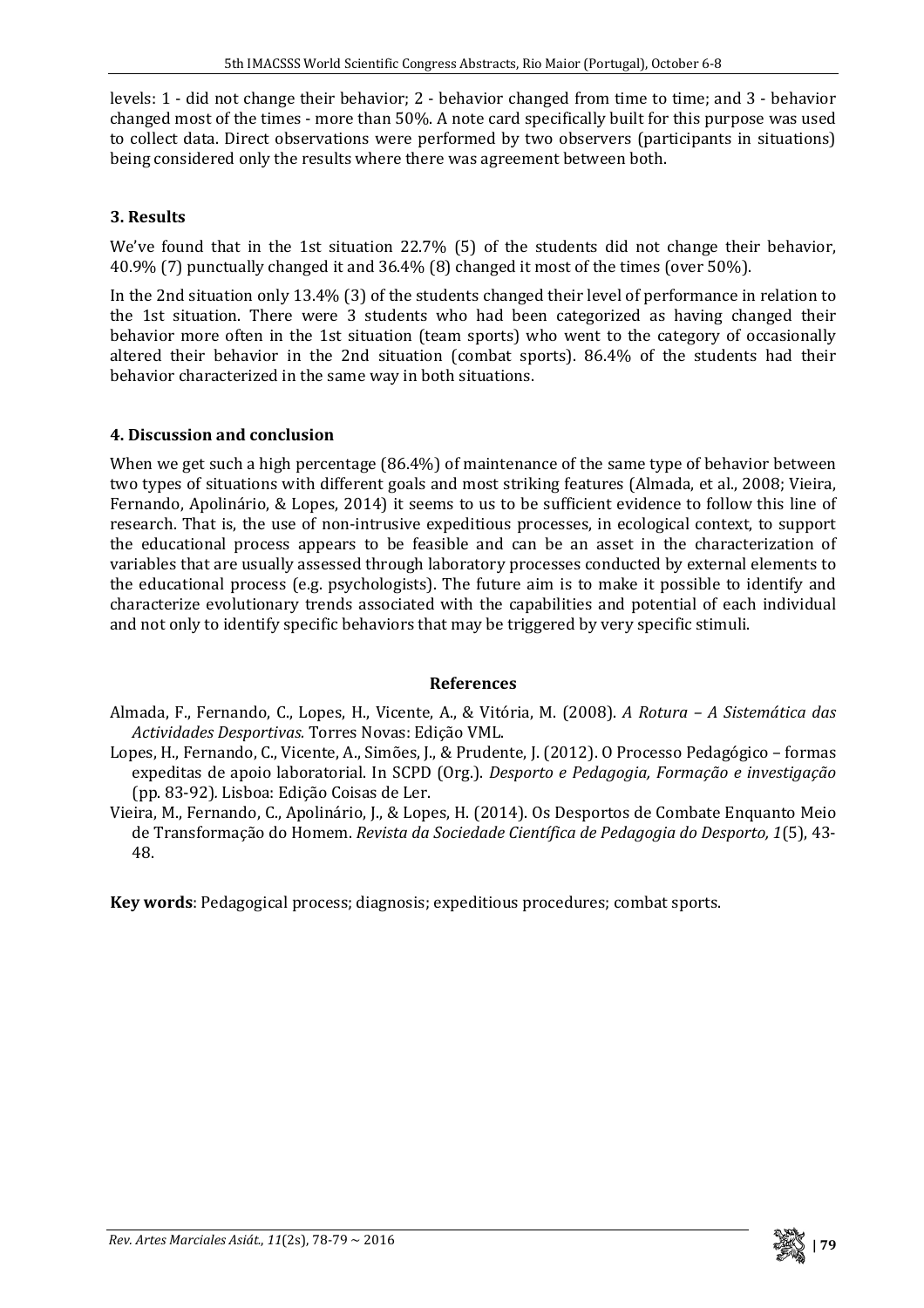levels: 1 - did not change their behavior; 2 - behavior changed from time to time; and 3 - behavior changed most of the times - more than 50%. A note card specifically built for this purpose was used to collect data. Direct observations were performed by two observers (participants in situations) being considered only the results where there was agreement between both.

## 3. Results

We've found that in the 1st situation 22.7% (5) of the students did not change their behavior, 40.9% (7) punctually changed it and 36.4% (8) changed it most of the times (over 50%).

In the 2nd situation only 13.4% (3) of the students changed their level of performance in relation to the 1st situation. There were 3 students who had been categorized as having changed their behavior more often in the 1st situation (team sports) who went to the category of occasionally altered their behavior in the 2nd situation (combat sports). 86.4% of the students had their behavior characterized in the same way in both situations.

## 4. Discussion and conclusion

When we get such a high percentage (86.4%) of maintenance of the same type of behavior between two types of situations with different goals and most striking features (Almada, et al., 2008; Vieira, Fernando, Apolinário, & Lopes, 2014) it seems to us to be sufficient evidence to follow this line of research. That is, the use of non-intrusive expeditious processes, in ecological context, to support the educational process appears to be feasible and can be an asset in the characterization of variables that are usually assessed through laboratory processes conducted by external elements to the educational process (e.g. psychologists). The future aim is to make it possible to identify and characterize evolutionary trends associated with the capabilities and potential of each individual and not only to identify specific behaviors that may be triggered by very specific stimuli.

## References

Almada, F., Fernando, C., Lopes, H., Vicente, A., & Vitória, M. (2008). *A Rotura – A Sistemática das Actividades Desportivas.* Torres Novas: Edição VML.

Lopes, H., Fernando, C., Vicente, A., Simões, J., & Prudente, J. (2012). O Processo Pedagógico – formas expeditas de apoio laboratorial. In SCPD (Org.). *Desporto e Pedagogia, Formação e investigação* (pp. 83-92). Lisboa: Edição Coisas de Ler.

Vieira, M., Fernando, C., Apolinário, J., & Lopes, H. (2014). Os Desportos de Combate Enquanto Meio de Transformação do Homem. *Revista da Sociedade Científica de Pedagogia do Desporto, 1*(5), 43-48.

**Key words**: Pedagogical process; diagnosis; expeditious procedures; combat sports.